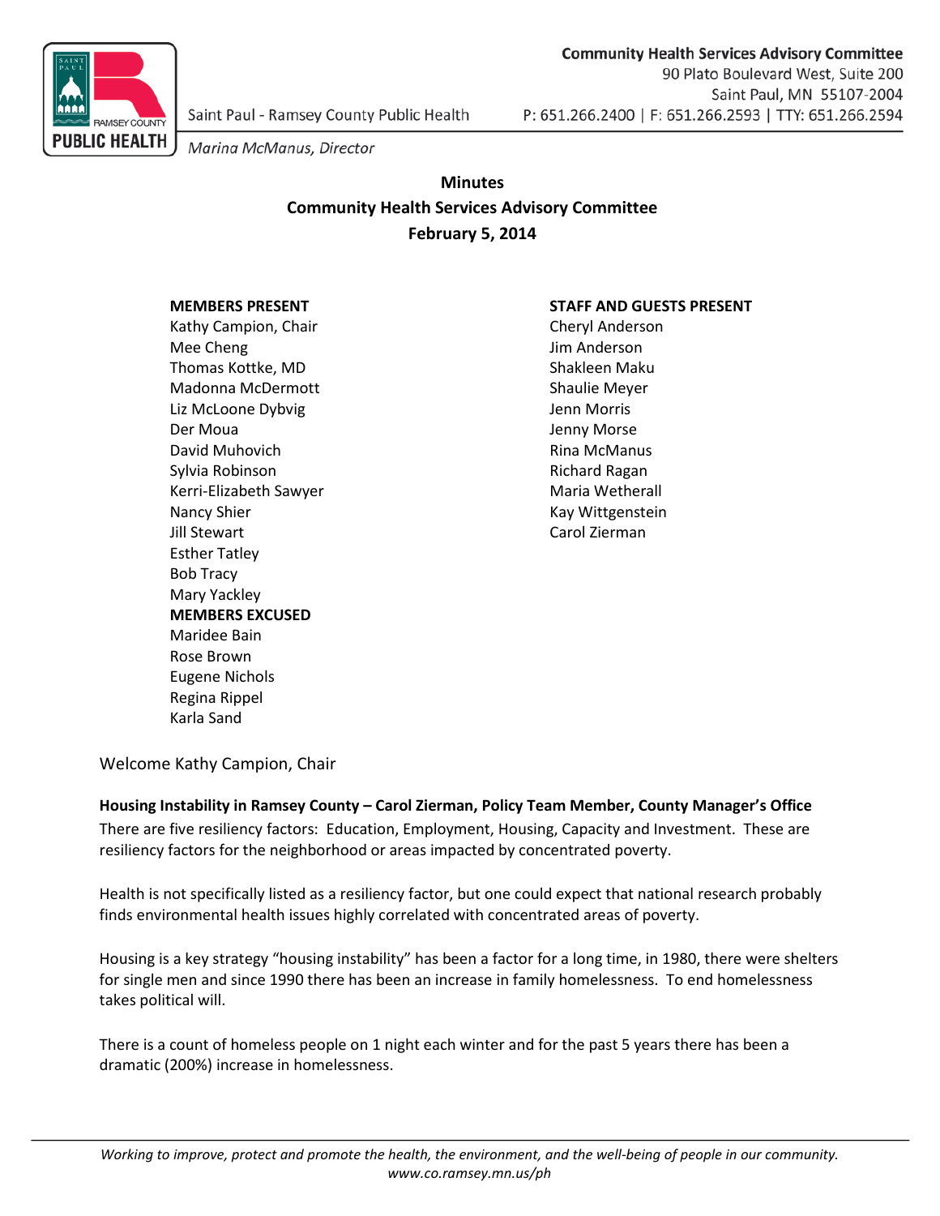Community Health Services Advisory Committee
90 Plato Boulevard West, Suite 200
Saint Paul, MN 55107-2004
P: 651.266.2400 | F: 651.266.2593 | TTY: 651.266.2594

Saint Paul - Ramsey County Public Health

*Marina McManus, Director*

# Minutes
## Community Health Services Advisory Committee
## February 5, 2014

**MEMBERS PRESENT**
Kathy Campion, Chair
Mee Cheng
Thomas Kottke, MD
Madonna McDermott
Liz McLoone Dybvig
Der Moua
David Muhovich
Sylvia Robinson
Kerri-Elizabeth Sawyer
Nancy Shier
Jill Stewart
Esther Tatley
Bob Tracy
Mary Yackley

**MEMBERS EXCUSED**
Maridee Bain
Rose Brown
Eugene Nichols
Regina Rippel
Karla Sand

**STAFF AND GUESTS PRESENT**
Cheryl Anderson
Jim Anderson
Shakleen Maku
Shaulie Meyer
Jenn Morris
Jenny Morse
Rina McManus
Richard Ragan
Maria Wetherall
Kay Wittgenstein
Carol Zierman

Welcome Kathy Campion, Chair

**Housing Instability in Ramsey County – Carol Zierman, Policy Team Member, County Manager's Office**

There are five resiliency factors: Education, Employment, Housing, Capacity and Investment. These are resiliency factors for the neighborhood or areas impacted by concentrated poverty.

Health is not specifically listed as a resiliency factor, but one could expect that national research probably finds environmental health issues highly correlated with concentrated areas of poverty.

Housing is a key strategy "housing instability" has been a factor for a long time, in 1980, there were shelters for single men and since 1990 there has been an increase in family homelessness. To end homelessness takes political will.

There is a count of homeless people on 1 night each winter and for the past 5 years there has been a dramatic (200%) increase in homelessness.

*Working to improve, protect and promote the health, the environment, and the well-being of people in our community.*
*www.co.ramsey.mn.us/ph*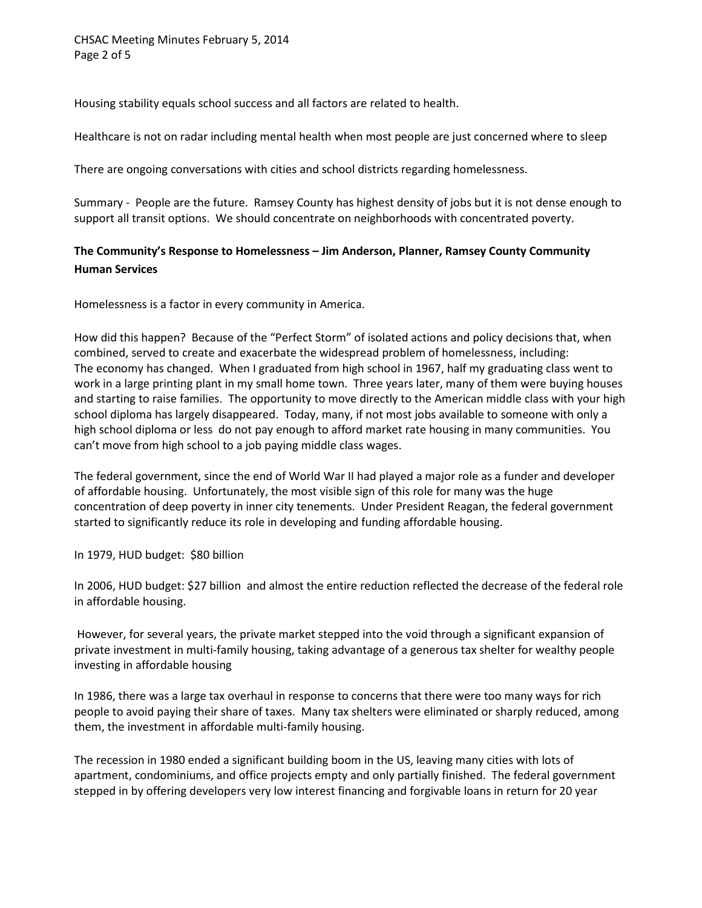Housing stability equals school success and all factors are related to health.

Healthcare is not on radar including mental health when most people are just concerned where to sleep

There are ongoing conversations with cities and school districts regarding homelessness.

Summary - People are the future. Ramsey County has highest density of jobs but it is not dense enough to support all transit options. We should concentrate on neighborhoods with concentrated poverty.

**The Community's Response to Homelessness – Jim Anderson, Planner, Ramsey County Community Human Services**

Homelessness is a factor in every community in America.

How did this happen? Because of the "Perfect Storm" of isolated actions and policy decisions that, when combined, served to create and exacerbate the widespread problem of homelessness, including:
The economy has changed. When I graduated from high school in 1967, half my graduating class went to work in a large printing plant in my small home town. Three years later, many of them were buying houses and starting to raise families. The opportunity to move directly to the American middle class with your high school diploma has largely disappeared. Today, many, if not most jobs available to someone with only a high school diploma or less do not pay enough to afford market rate housing in many communities. You can't move from high school to a job paying middle class wages.

The federal government, since the end of World War II had played a major role as a funder and developer of affordable housing. Unfortunately, the most visible sign of this role for many was the huge concentration of deep poverty in inner city tenements. Under President Reagan, the federal government started to significantly reduce its role in developing and funding affordable housing.

In 1979, HUD budget: $80 billion

In 2006, HUD budget: $27 billion and almost the entire reduction reflected the decrease of the federal role in affordable housing.

However, for several years, the private market stepped into the void through a significant expansion of private investment in multi-family housing, taking advantage of a generous tax shelter for wealthy people investing in affordable housing

In 1986, there was a large tax overhaul in response to concerns that there were too many ways for rich people to avoid paying their share of taxes. Many tax shelters were eliminated or sharply reduced, among them, the investment in affordable multi-family housing.

The recession in 1980 ended a significant building boom in the US, leaving many cities with lots of apartment, condominiums, and office projects empty and only partially finished. The federal government stepped in by offering developers very low interest financing and forgivable loans in return for 20 year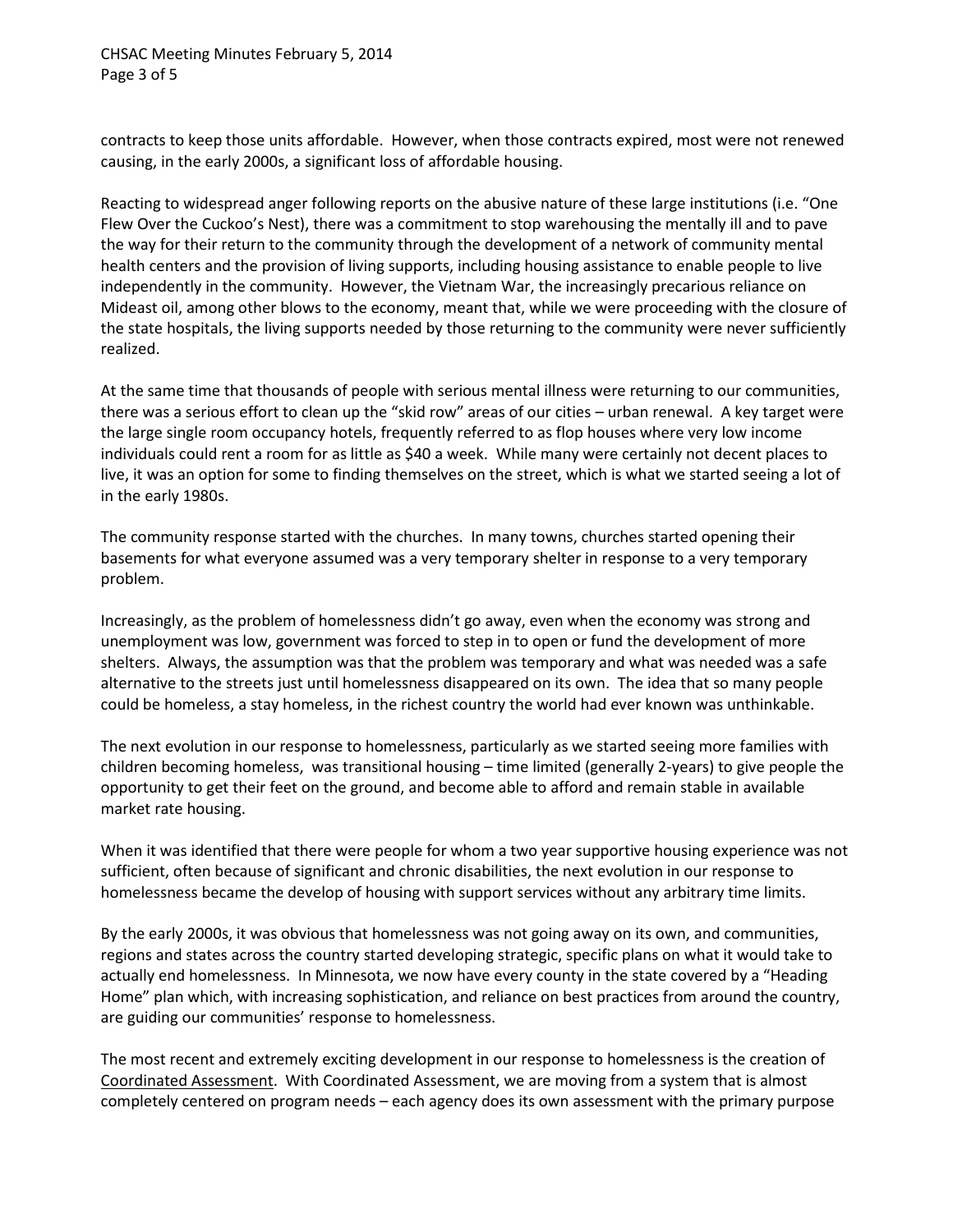contracts to keep those units affordable. However, when those contracts expired, most were not renewed causing, in the early 2000s, a significant loss of affordable housing.

Reacting to widespread anger following reports on the abusive nature of these large institutions (i.e. "One Flew Over the Cuckoo's Nest), there was a commitment to stop warehousing the mentally ill and to pave the way for their return to the community through the development of a network of community mental health centers and the provision of living supports, including housing assistance to enable people to live independently in the community. However, the Vietnam War, the increasingly precarious reliance on Mideast oil, among other blows to the economy, meant that, while we were proceeding with the closure of the state hospitals, the living supports needed by those returning to the community were never sufficiently realized.

At the same time that thousands of people with serious mental illness were returning to our communities, there was a serious effort to clean up the "skid row" areas of our cities – urban renewal. A key target were the large single room occupancy hotels, frequently referred to as flop houses where very low income individuals could rent a room for as little as $40 a week. While many were certainly not decent places to live, it was an option for some to finding themselves on the street, which is what we started seeing a lot of in the early 1980s.

The community response started with the churches. In many towns, churches started opening their basements for what everyone assumed was a very temporary shelter in response to a very temporary problem.

Increasingly, as the problem of homelessness didn't go away, even when the economy was strong and unemployment was low, government was forced to step in to open or fund the development of more shelters. Always, the assumption was that the problem was temporary and what was needed was a safe alternative to the streets just until homelessness disappeared on its own. The idea that so many people could be homeless, a stay homeless, in the richest country the world had ever known was unthinkable.

The next evolution in our response to homelessness, particularly as we started seeing more families with children becoming homeless, was transitional housing – time limited (generally 2-years) to give people the opportunity to get their feet on the ground, and become able to afford and remain stable in available market rate housing.

When it was identified that there were people for whom a two year supportive housing experience was not sufficient, often because of significant and chronic disabilities, the next evolution in our response to homelessness became the develop of housing with support services without any arbitrary time limits.

By the early 2000s, it was obvious that homelessness was not going away on its own, and communities, regions and states across the country started developing strategic, specific plans on what it would take to actually end homelessness. In Minnesota, we now have every county in the state covered by a "Heading Home" plan which, with increasing sophistication, and reliance on best practices from around the country, are guiding our communities' response to homelessness.

The most recent and extremely exciting development in our response to homelessness is the creation of <u>Coordinated Assessment</u>. With Coordinated Assessment, we are moving from a system that is almost completely centered on program needs – each agency does its own assessment with the primary purpose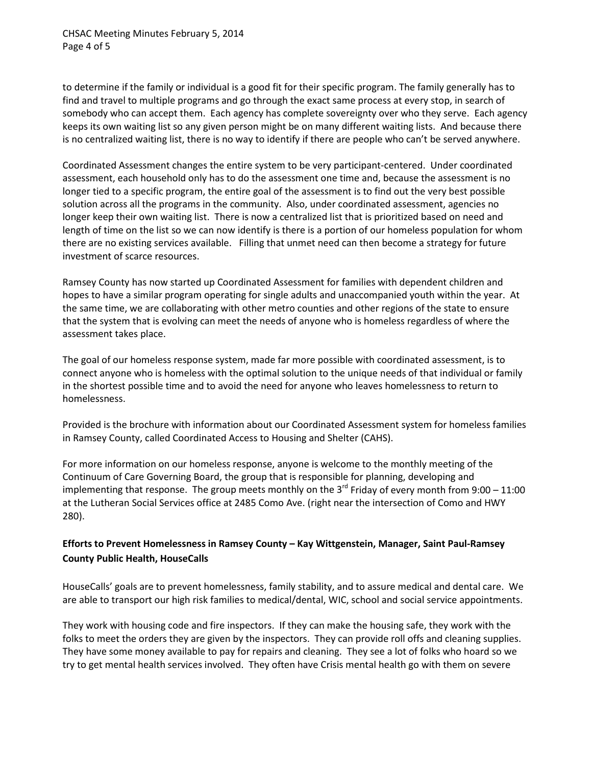to determine if the family or individual is a good fit for their specific program. The family generally has to find and travel to multiple programs and go through the exact same process at every stop, in search of somebody who can accept them. Each agency has complete sovereignty over who they serve. Each agency keeps its own waiting list so any given person might be on many different waiting lists. And because there is no centralized waiting list, there is no way to identify if there are people who can't be served anywhere.

Coordinated Assessment changes the entire system to be very participant-centered. Under coordinated assessment, each household only has to do the assessment one time and, because the assessment is no longer tied to a specific program, the entire goal of the assessment is to find out the very best possible solution across all the programs in the community. Also, under coordinated assessment, agencies no longer keep their own waiting list. There is now a centralized list that is prioritized based on need and length of time on the list so we can now identify is there is a portion of our homeless population for whom there are no existing services available. Filling that unmet need can then become a strategy for future investment of scarce resources.

Ramsey County has now started up Coordinated Assessment for families with dependent children and hopes to have a similar program operating for single adults and unaccompanied youth within the year. At the same time, we are collaborating with other metro counties and other regions of the state to ensure that the system that is evolving can meet the needs of anyone who is homeless regardless of where the assessment takes place.

The goal of our homeless response system, made far more possible with coordinated assessment, is to connect anyone who is homeless with the optimal solution to the unique needs of that individual or family in the shortest possible time and to avoid the need for anyone who leaves homelessness to return to homelessness.

Provided is the brochure with information about our Coordinated Assessment system for homeless families in Ramsey County, called Coordinated Access to Housing and Shelter (CAHS).

For more information on our homeless response, anyone is welcome to the monthly meeting of the Continuum of Care Governing Board, the group that is responsible for planning, developing and implementing that response. The group meets monthly on the 3rd Friday of every month from 9:00 – 11:00 at the Lutheran Social Services office at 2485 Como Ave. (right near the intersection of Como and HWY 280).

**Efforts to Prevent Homelessness in Ramsey County – Kay Wittgenstein, Manager, Saint Paul-Ramsey County Public Health, HouseCalls**

HouseCalls' goals are to prevent homelessness, family stability, and to assure medical and dental care. We are able to transport our high risk families to medical/dental, WIC, school and social service appointments.

They work with housing code and fire inspectors. If they can make the housing safe, they work with the folks to meet the orders they are given by the inspectors. They can provide roll offs and cleaning supplies. They have some money available to pay for repairs and cleaning. They see a lot of folks who hoard so we try to get mental health services involved. They often have Crisis mental health go with them on severe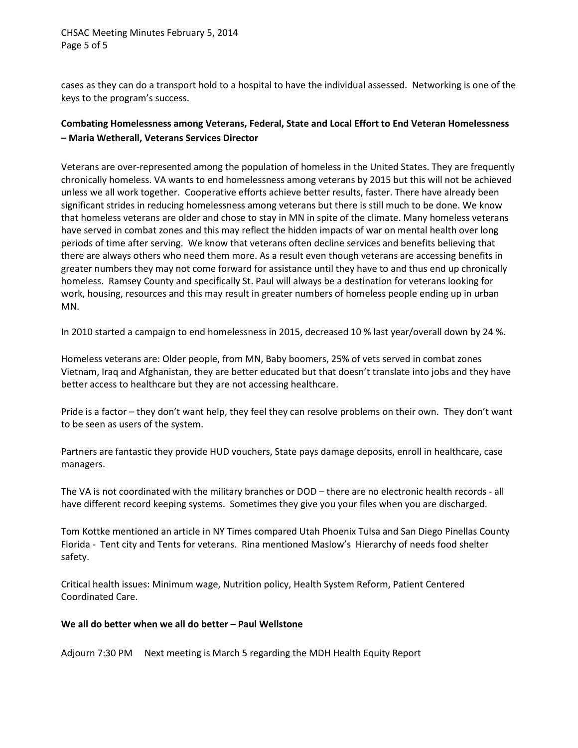cases as they can do a transport hold to a hospital to have the individual assessed. Networking is one of the keys to the program's success.

**Combating Homelessness among Veterans, Federal, State and Local Effort to End Veteran Homelessness – Maria Wetherall, Veterans Services Director**

Veterans are over-represented among the population of homeless in the United States. They are frequently chronically homeless. VA wants to end homelessness among veterans by 2015 but this will not be achieved unless we all work together. Cooperative efforts achieve better results, faster. There have already been significant strides in reducing homelessness among veterans but there is still much to be done. We know that homeless veterans are older and chose to stay in MN in spite of the climate. Many homeless veterans have served in combat zones and this may reflect the hidden impacts of war on mental health over long periods of time after serving. We know that veterans often decline services and benefits believing that there are always others who need them more. As a result even though veterans are accessing benefits in greater numbers they may not come forward for assistance until they have to and thus end up chronically homeless. Ramsey County and specifically St. Paul will always be a destination for veterans looking for work, housing, resources and this may result in greater numbers of homeless people ending up in urban MN.

In 2010 started a campaign to end homelessness in 2015, decreased 10 % last year/overall down by 24 %.

Homeless veterans are: Older people, from MN, Baby boomers, 25% of vets served in combat zones Vietnam, Iraq and Afghanistan, they are better educated but that doesn't translate into jobs and they have better access to healthcare but they are not accessing healthcare.

Pride is a factor – they don't want help, they feel they can resolve problems on their own. They don't want to be seen as users of the system.

Partners are fantastic they provide HUD vouchers, State pays damage deposits, enroll in healthcare, case managers.

The VA is not coordinated with the military branches or DOD – there are no electronic health records - all have different record keeping systems. Sometimes they give you your files when you are discharged.

Tom Kottke mentioned an article in NY Times compared Utah Phoenix Tulsa and San Diego Pinellas County Florida - Tent city and Tents for veterans. Rina mentioned Maslow's Hierarchy of needs food shelter safety.

Critical health issues: Minimum wage, Nutrition policy, Health System Reform, Patient Centered Coordinated Care.

**We all do better when we all do better – Paul Wellstone**

Adjourn 7:30 PM Next meeting is March 5 regarding the MDH Health Equity Report